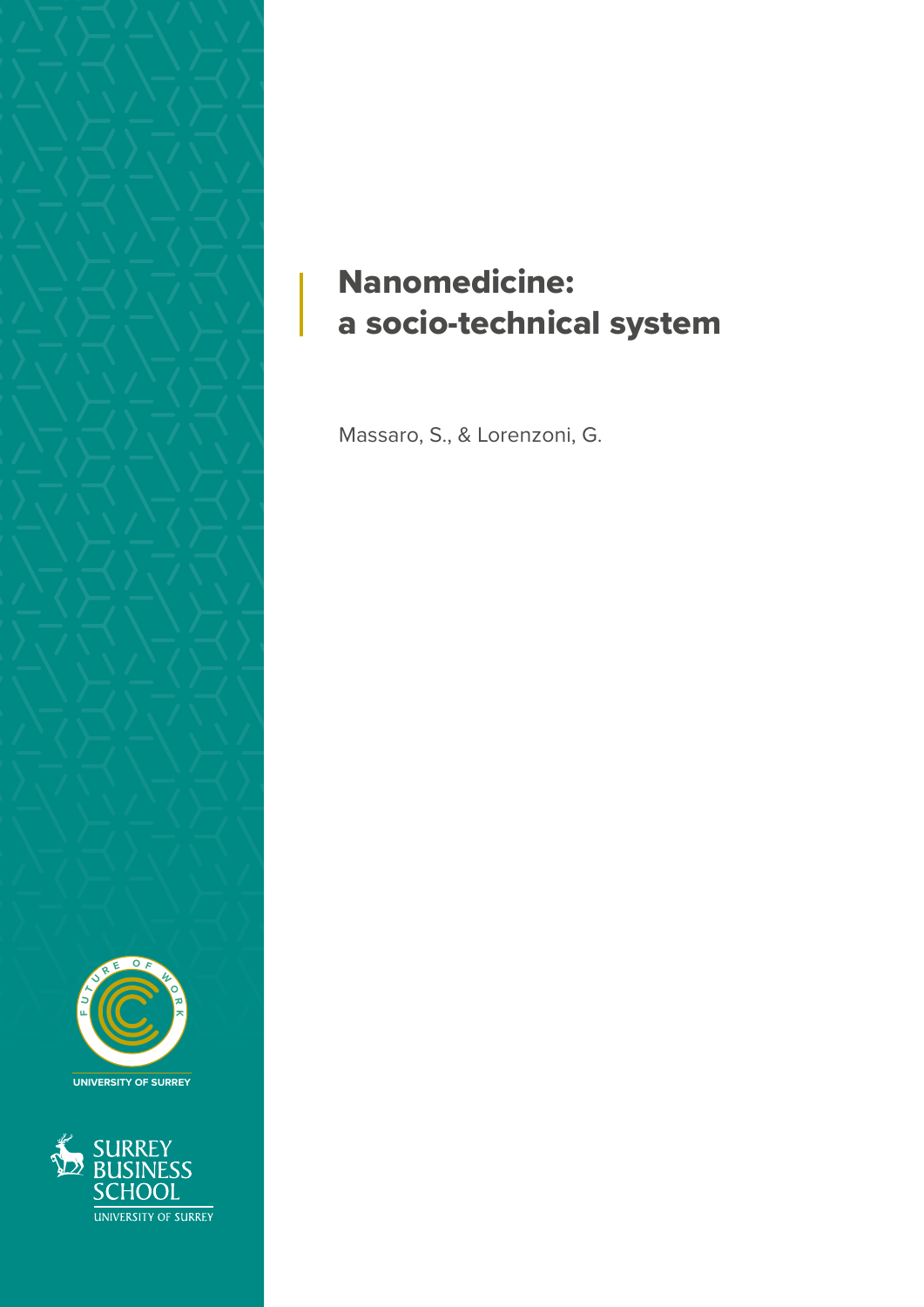# Nanomedicine: a socio-technical system

Massaro, S., & Lorenzoni, G.

FUTURE OF WORK

UNIVERSITY OF SURREY

SURREY BUSINESS SCHOOL

UNIVERSITY OF SURREY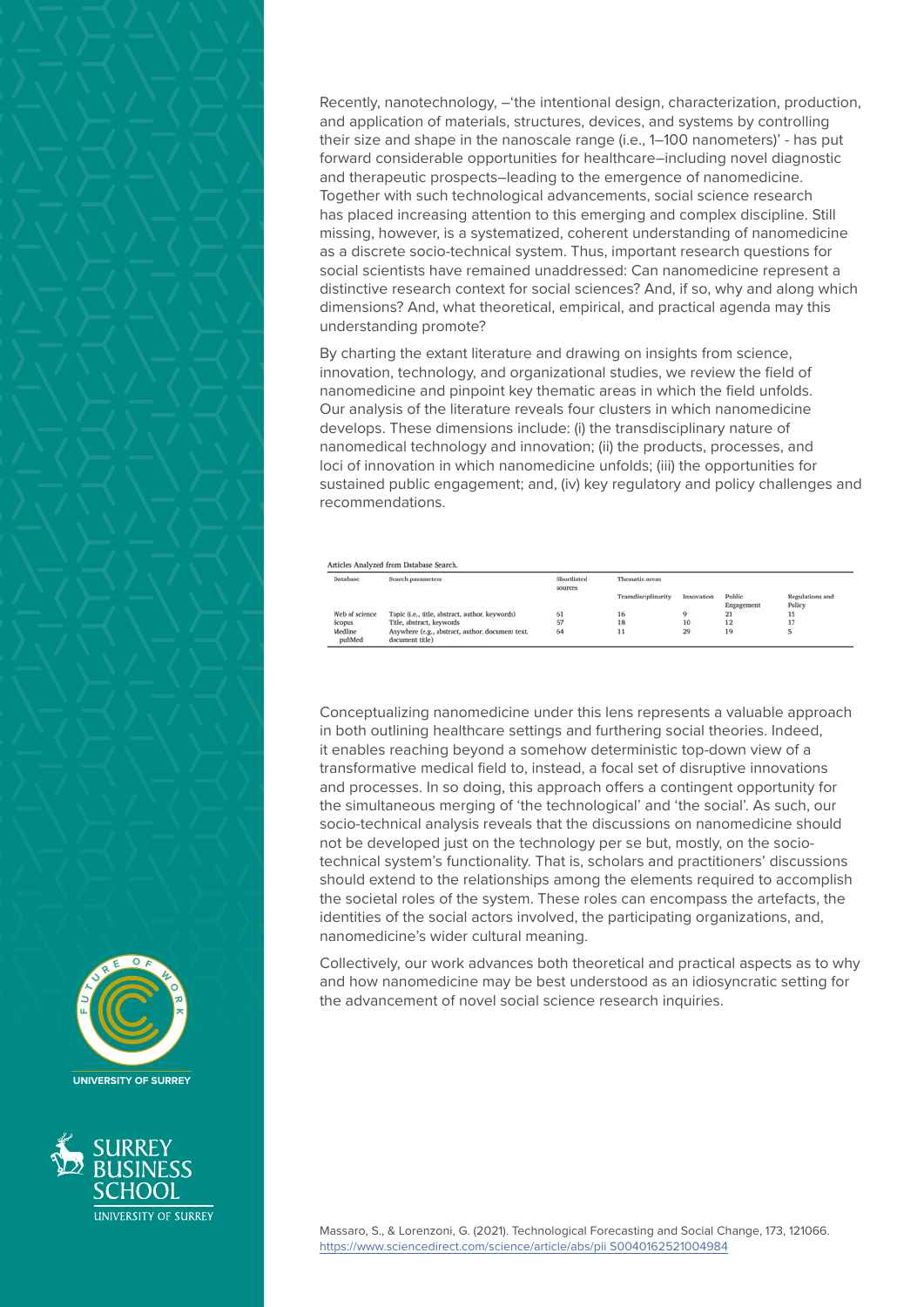Recently, nanotechnology, –'the intentional design, characterization, production, and application of materials, structures, devices, and systems by controlling their size and shape in the nanoscale range (i.e., 1–100 nanometers)' - has put forward considerable opportunities for healthcare–including novel diagnostic and therapeutic prospects–leading to the emergence of nanomedicine. Together with such technological advancements, social science research has placed increasing attention to this emerging and complex discipline. Still missing, however, is a systematized, coherent understanding of nanomedicine as a discrete socio-technical system. Thus, important research questions for social scientists have remained unaddressed: Can nanomedicine represent a distinctive research context for social sciences? And, if so, why and along which dimensions? And, what theoretical, empirical, and practical agenda may this understanding promote?

By charting the extant literature and drawing on insights from science, innovation, technology, and organizational studies, we review the field of nanomedicine and pinpoint key thematic areas in which the field unfolds. Our analysis of the literature reveals four clusters in which nanomedicine develops. These dimensions include: (i) the transdisciplinary nature of nanomedical technology and innovation; (ii) the products, processes, and loci of innovation in which nanomedicine unfolds; (iii) the opportunities for sustained public engagement; and, (iv) key regulatory and policy challenges and recommendations.

Articles Analyzed from Database Search.

| Database | Search parameters | Shortlisted sources | Thematic areas | | | |
|---|---|---|---|---|---|---|
| | | | Transdisciplinarity | Innovation | Public Engagement | Regulations and Policy |
| Web of science | Topic (i.e., title, abstract, author, keywords) | 61 | 16 | 9 | 21 | 15 |
| Scopus | Title, abstract, keywords | 57 | 18 | 10 | 12 | 17 |
| Medline pubMed | Anywhere (e.g., abstract, author, document text, document title) | 64 | 11 | 29 | 19 | 5 |

Conceptualizing nanomedicine under this lens represents a valuable approach in both outlining healthcare settings and furthering social theories. Indeed, it enables reaching beyond a somehow deterministic top-down view of a transformative medical field to, instead, a focal set of disruptive innovations and processes. In so doing, this approach offers a contingent opportunity for the simultaneous merging of 'the technological' and 'the social'. As such, our socio-technical analysis reveals that the discussions on nanomedicine should not be developed just on the technology per se but, mostly, on the socio-technical system's functionality. That is, scholars and practitioners' discussions should extend to the relationships among the elements required to accomplish the societal roles of the system. These roles can encompass the artefacts, the identities of the social actors involved, the participating organizations, and, nanomedicine's wider cultural meaning.

Collectively, our work advances both theoretical and practical aspects as to why and how nanomedicine may be best understood as an idiosyncratic setting for the advancement of novel social science research inquiries.

FUTURE OF WORK

UNIVERSITY OF SURREY

SURREY BUSINESS SCHOOL

UNIVERSITY OF SURREY

Massaro, S., & Lorenzoni, G. (2021). Technological Forecasting and Social Change, 173, 121066.
https://www.sciencedirect.com/science/article/abs/pii S0040162521004984